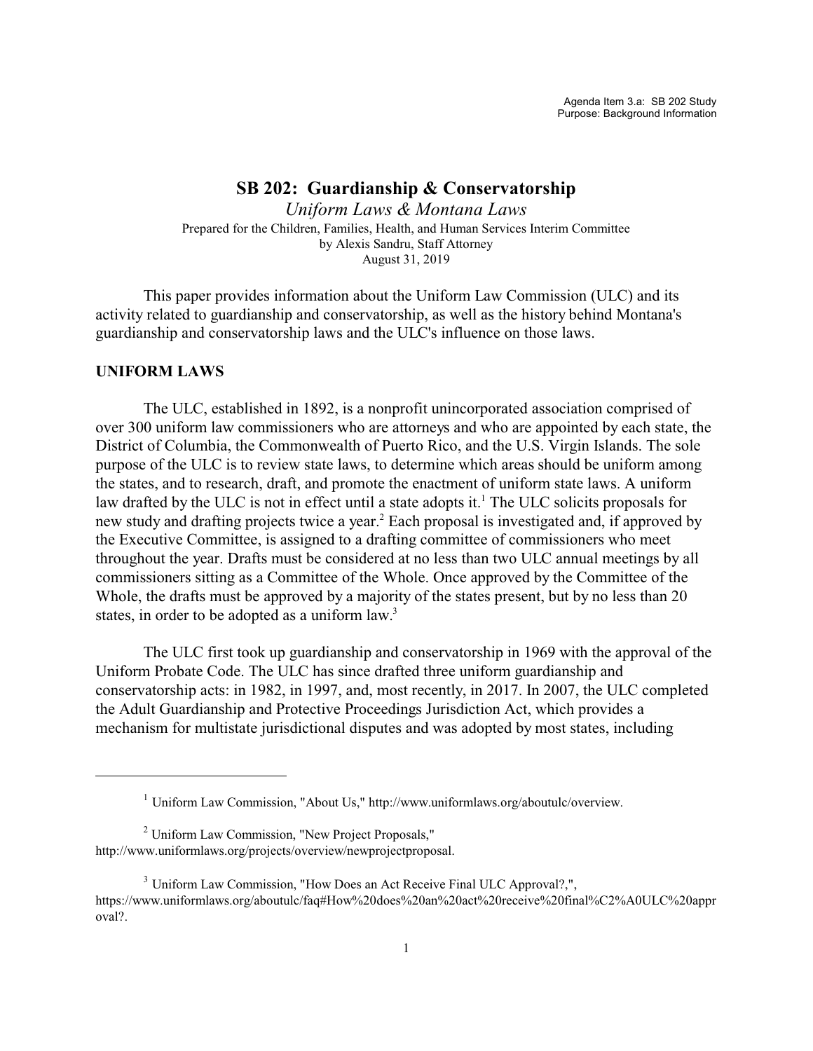Agenda Item 3.a: SB 202 Study
Purpose: Background Information

# SB 202: Guardianship & Conservatorship

*Uniform Laws & Montana Laws*

Prepared for the Children, Families, Health, and Human Services Interim Committee
by Alexis Sandru, Staff Attorney
August 31, 2019

This paper provides information about the Uniform Law Commission (ULC) and its activity related to guardianship and conservatorship, as well as the history behind Montana's guardianship and conservatorship laws and the ULC's influence on those laws.

## UNIFORM LAWS

The ULC, established in 1892, is a nonprofit unincorporated association comprised of over 300 uniform law commissioners who are attorneys and who are appointed by each state, the District of Columbia, the Commonwealth of Puerto Rico, and the U.S. Virgin Islands. The sole purpose of the ULC is to review state laws, to determine which areas should be uniform among the states, and to research, draft, and promote the enactment of uniform state laws. A uniform law drafted by the ULC is not in effect until a state adopts it.[1] The ULC solicits proposals for new study and drafting projects twice a year.[2] Each proposal is investigated and, if approved by the Executive Committee, is assigned to a drafting committee of commissioners who meet throughout the year. Drafts must be considered at no less than two ULC annual meetings by all commissioners sitting as a Committee of the Whole. Once approved by the Committee of the Whole, the drafts must be approved by a majority of the states present, but by no less than 20 states, in order to be adopted as a uniform law.[3]

The ULC first took up guardianship and conservatorship in 1969 with the approval of the Uniform Probate Code. The ULC has since drafted three uniform guardianship and conservatorship acts: in 1982, in 1997, and, most recently, in 2017. In 2007, the ULC completed the Adult Guardianship and Protective Proceedings Jurisdiction Act, which provides a mechanism for multistate jurisdictional disputes and was adopted by most states, including

---

[1] Uniform Law Commission, "About Us," http://www.uniformlaws.org/aboutulc/overview.

[2] Uniform Law Commission, "New Project Proposals," http://www.uniformlaws.org/projects/overview/newprojectproposal.

[3] Uniform Law Commission, "How Does an Act Receive Final ULC Approval?,", https://www.uniformlaws.org/aboutulc/faq#How%20does%20an%20act%20receive%20final%C2%A0ULC%20approval?.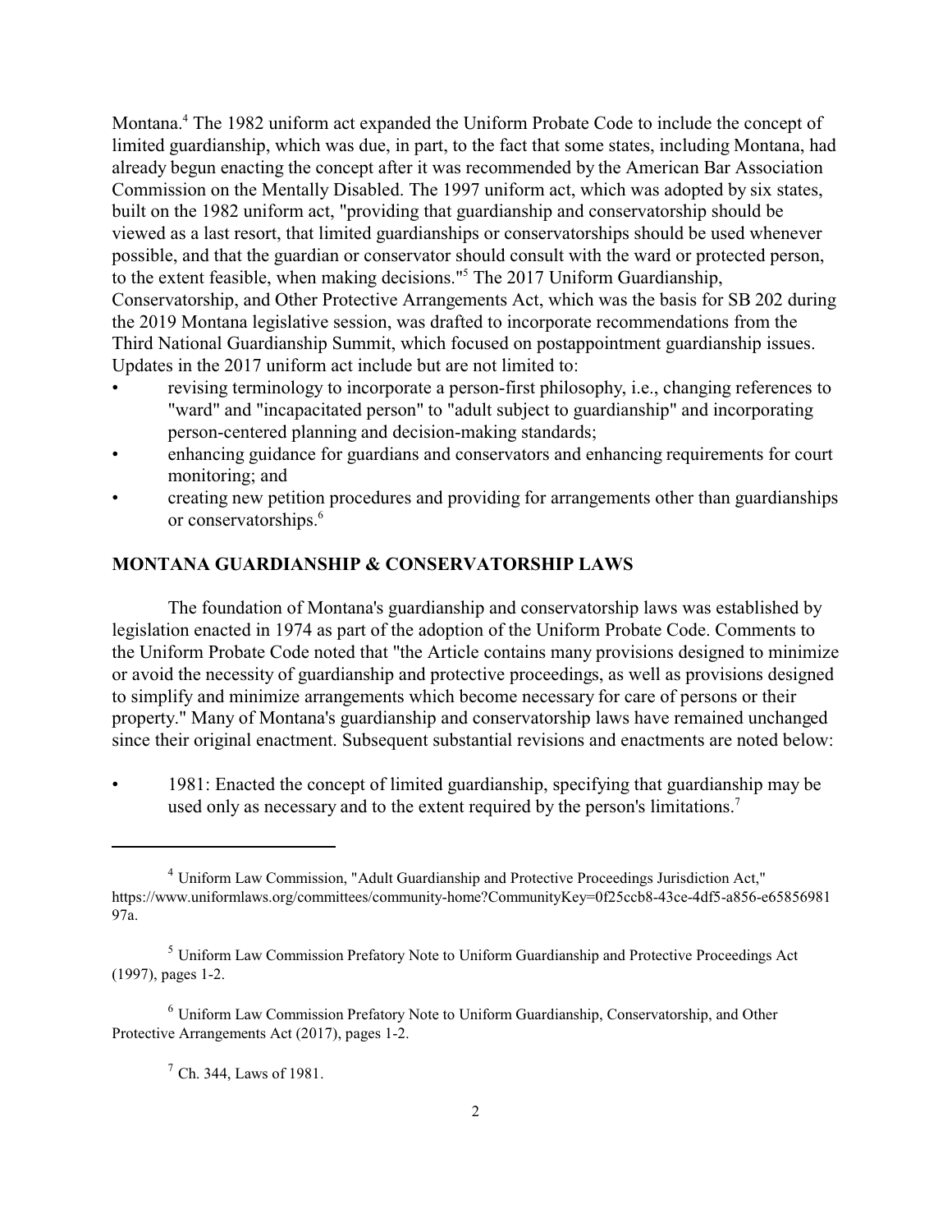Montana.[4] The 1982 uniform act expanded the Uniform Probate Code to include the concept of limited guardianship, which was due, in part, to the fact that some states, including Montana, had already begun enacting the concept after it was recommended by the American Bar Association Commission on the Mentally Disabled. The 1997 uniform act, which was adopted by six states, built on the 1982 uniform act, "providing that guardianship and conservatorship should be viewed as a last resort, that limited guardianships or conservatorships should be used whenever possible, and that the guardian or conservator should consult with the ward or protected person, to the extent feasible, when making decisions."[5] The 2017 Uniform Guardianship, Conservatorship, and Other Protective Arrangements Act, which was the basis for SB 202 during the 2019 Montana legislative session, was drafted to incorporate recommendations from the Third National Guardianship Summit, which focused on postappointment guardianship issues. Updates in the 2017 uniform act include but are not limited to:

- revising terminology to incorporate a person-first philosophy, i.e., changing references to "ward" and "incapacitated person" to "adult subject to guardianship" and incorporating person-centered planning and decision-making standards;
- enhancing guidance for guardians and conservators and enhancing requirements for court monitoring; and
- creating new petition procedures and providing for arrangements other than guardianships or conservatorships.[6]

## MONTANA GUARDIANSHIP & CONSERVATORSHIP LAWS

The foundation of Montana's guardianship and conservatorship laws was established by legislation enacted in 1974 as part of the adoption of the Uniform Probate Code. Comments to the Uniform Probate Code noted that "the Article contains many provisions designed to minimize or avoid the necessity of guardianship and protective proceedings, as well as provisions designed to simplify and minimize arrangements which become necessary for care of persons or their property." Many of Montana's guardianship and conservatorship laws have remained unchanged since their original enactment. Subsequent substantial revisions and enactments are noted below:

- 1981: Enacted the concept of limited guardianship, specifying that guardianship may be used only as necessary and to the extent required by the person's limitations.[7]

---

[4] Uniform Law Commission, "Adult Guardianship and Protective Proceedings Jurisdiction Act," https://www.uniformlaws.org/committees/community-home?CommunityKey=0f25ccb8-43ce-4df5-a856-e6585698197a.

[5] Uniform Law Commission Prefatory Note to Uniform Guardianship and Protective Proceedings Act (1997), pages 1-2.

[6] Uniform Law Commission Prefatory Note to Uniform Guardianship, Conservatorship, and Other Protective Arrangements Act (2017), pages 1-2.

[7] Ch. 344, Laws of 1981.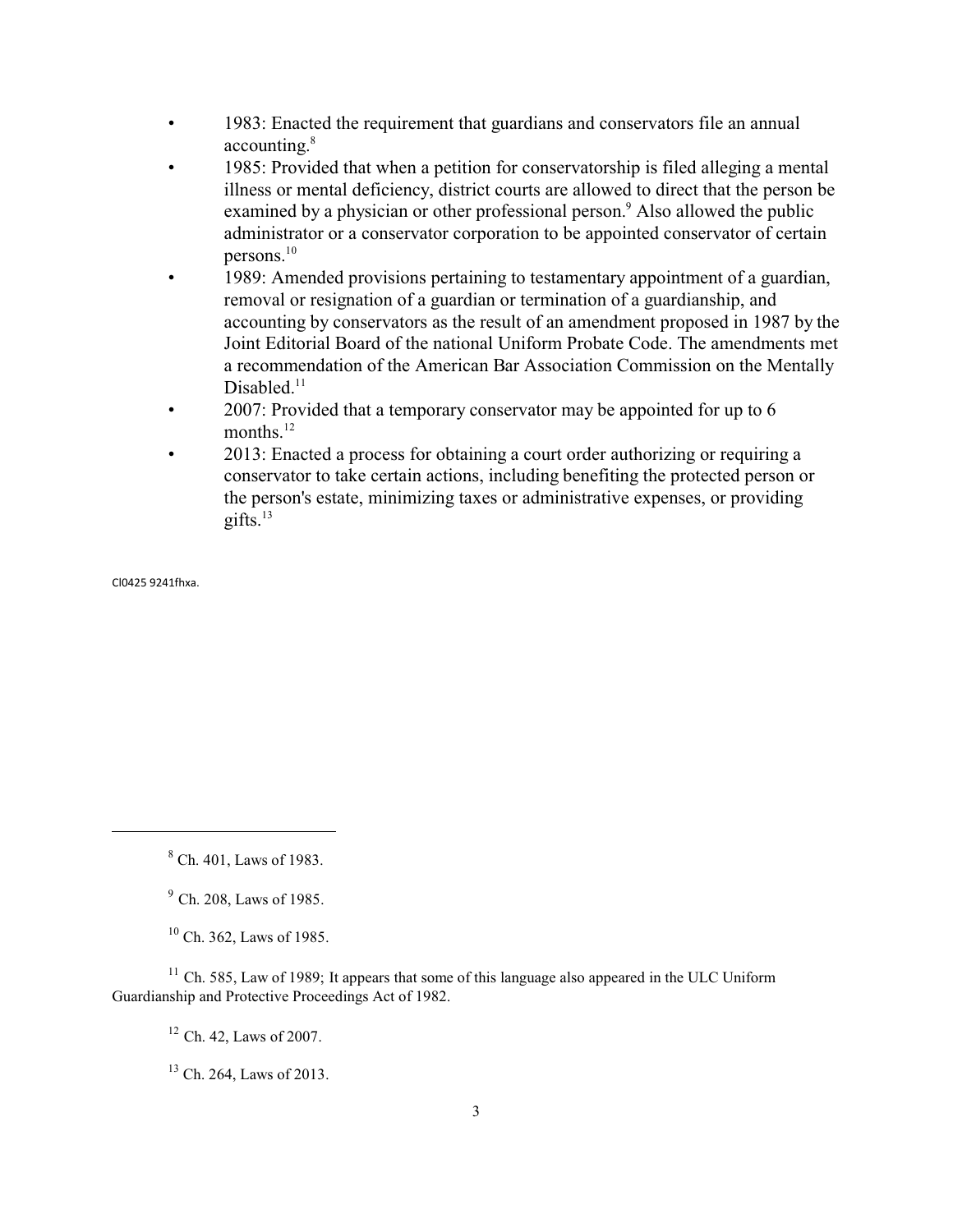- 1983: Enacted the requirement that guardians and conservators file an annual accounting.[8]
- 1985: Provided that when a petition for conservatorship is filed alleging a mental illness or mental deficiency, district courts are allowed to direct that the person be examined by a physician or other professional person.[9] Also allowed the public administrator or a conservator corporation to be appointed conservator of certain persons.[10]
- 1989: Amended provisions pertaining to testamentary appointment of a guardian, removal or resignation of a guardian or termination of a guardianship, and accounting by conservators as the result of an amendment proposed in 1987 by the Joint Editorial Board of the national Uniform Probate Code. The amendments met a recommendation of the American Bar Association Commission on the Mentally Disabled.[11]
- 2007: Provided that a temporary conservator may be appointed for up to 6 months.[12]
- 2013: Enacted a process for obtaining a court order authorizing or requiring a conservator to take certain actions, including benefiting the protected person or the person's estate, minimizing taxes or administrative expenses, or providing gifts.[13]

Cl0425 9241fhxa.

---

[8] Ch. 401, Laws of 1983.

[9] Ch. 208, Laws of 1985.

[10] Ch. 362, Laws of 1985.

[11] Ch. 585, Law of 1989; It appears that some of this language also appeared in the ULC Uniform Guardianship and Protective Proceedings Act of 1982.

[12] Ch. 42, Laws of 2007.

[13] Ch. 264, Laws of 2013.